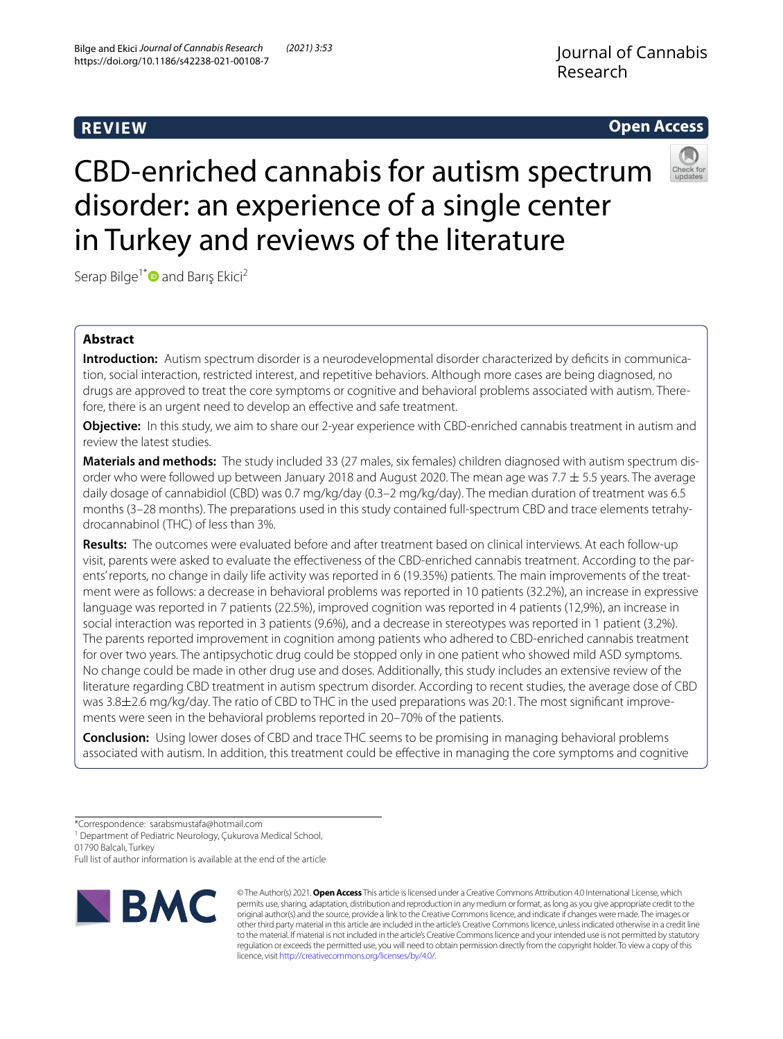REVIEW

Open Access

# CBD-enriched cannabis for autism spectrum disorder: an experience of a single center in Turkey and reviews of the literature

Serap Bilge[1*] and Barış Ekici[2]

## Abstract

**Introduction:** Autism spectrum disorder is a neurodevelopmental disorder characterized by deficits in communication, social interaction, restricted interest, and repetitive behaviors. Although more cases are being diagnosed, no drugs are approved to treat the core symptoms or cognitive and behavioral problems associated with autism. Therefore, there is an urgent need to develop an effective and safe treatment.

**Objective:** In this study, we aim to share our 2-year experience with CBD-enriched cannabis treatment in autism and review the latest studies.

**Materials and methods:** The study included 33 (27 males, six females) children diagnosed with autism spectrum disorder who were followed up between January 2018 and August 2020. The mean age was 7.7 ± 5.5 years. The average daily dosage of cannabidiol (CBD) was 0.7 mg/kg/day (0.3–2 mg/kg/day). The median duration of treatment was 6.5 months (3–28 months). The preparations used in this study contained full-spectrum CBD and trace elements tetrahydrocannabinol (THC) of less than 3%.

**Results:** The outcomes were evaluated before and after treatment based on clinical interviews. At each follow-up visit, parents were asked to evaluate the effectiveness of the CBD-enriched cannabis treatment. According to the parents' reports, no change in daily life activity was reported in 6 (19.35%) patients. The main improvements of the treatment were as follows: a decrease in behavioral problems was reported in 10 patients (32.2%), an increase in expressive language was reported in 7 patients (22.5%), improved cognition was reported in 4 patients (12,9%), an increase in social interaction was reported in 3 patients (9.6%), and a decrease in stereotypes was reported in 1 patient (3.2%). The parents reported improvement in cognition among patients who adhered to CBD-enriched cannabis treatment for over two years. The antipsychotic drug could be stopped only in one patient who showed mild ASD symptoms. No change could be made in other drug use and doses. Additionally, this study includes an extensive review of the literature regarding CBD treatment in autism spectrum disorder. According to recent studies, the average dose of CBD was 3.8±2.6 mg/kg/day. The ratio of CBD to THC in the used preparations was 20:1. The most significant improvements were seen in the behavioral problems reported in 20–70% of the patients.

**Conclusion:** Using lower doses of CBD and trace THC seems to be promising in managing behavioral problems associated with autism. In addition, this treatment could be effective in managing the core symptoms and cognitive

*Correspondence: sarabsmustafa@hotmail.com
[1] Department of Pediatric Neurology, Çukurova Medical School, 01790 Balcalı, Turkey
Full list of author information is available at the end of the article

© The Author(s) 2021. **Open Access** This article is licensed under a Creative Commons Attribution 4.0 International License, which permits use, sharing, adaptation, distribution and reproduction in any medium or format, as long as you give appropriate credit to the original author(s) and the source, provide a link to the Creative Commons licence, and indicate if changes were made. The images or other third party material in this article are included in the article's Creative Commons licence, unless indicated otherwise in a credit line to the material. If material is not included in the article's Creative Commons licence and your intended use is not permitted by statutory regulation or exceeds the permitted use, you will need to obtain permission directly from the copyright holder. To view a copy of this licence, visit http://creativecommons.org/licenses/by/4.0/.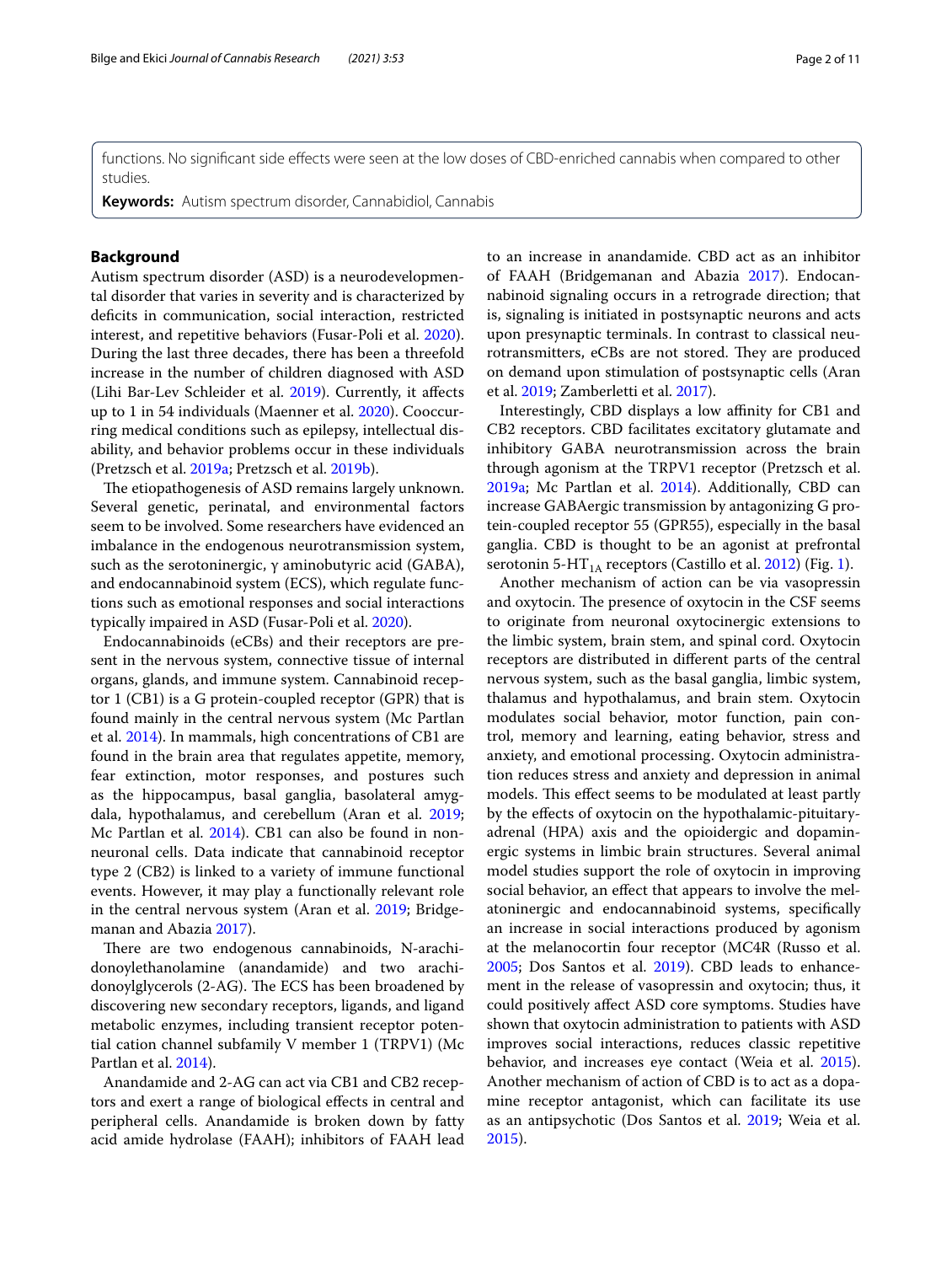functions. No significant side effects were seen at the low doses of CBD-enriched cannabis when compared to other studies.

**Keywords:** Autism spectrum disorder, Cannabidiol, Cannabis

## Background

Autism spectrum disorder (ASD) is a neurodevelopmental disorder that varies in severity and is characterized by deficits in communication, social interaction, restricted interest, and repetitive behaviors (Fusar-Poli et al. 2020). During the last three decades, there has been a threefold increase in the number of children diagnosed with ASD (Lihi Bar-Lev Schleider et al. 2019). Currently, it affects up to 1 in 54 individuals (Maenner et al. 2020). Cooccurring medical conditions such as epilepsy, intellectual disability, and behavior problems occur in these individuals (Pretzsch et al. 2019a; Pretzsch et al. 2019b).

The etiopathogenesis of ASD remains largely unknown. Several genetic, perinatal, and environmental factors seem to be involved. Some researchers have evidenced an imbalance in the endogenous neurotransmission system, such as the serotoninergic, γ aminobutyric acid (GABA), and endocannabinoid system (ECS), which regulate functions such as emotional responses and social interactions typically impaired in ASD (Fusar-Poli et al. 2020).

Endocannabinoids (eCBs) and their receptors are present in the nervous system, connective tissue of internal organs, glands, and immune system. Cannabinoid receptor 1 (CB1) is a G protein-coupled receptor (GPR) that is found mainly in the central nervous system (Mc Partlan et al. 2014). In mammals, high concentrations of CB1 are found in the brain area that regulates appetite, memory, fear extinction, motor responses, and postures such as the hippocampus, basal ganglia, basolateral amygdala, hypothalamus, and cerebellum (Aran et al. 2019; Mc Partlan et al. 2014). CB1 can also be found in non-neuronal cells. Data indicate that cannabinoid receptor type 2 (CB2) is linked to a variety of immune functional events. However, it may play a functionally relevant role in the central nervous system (Aran et al. 2019; Bridgemanan and Abazia 2017).

There are two endogenous cannabinoids, N-arachidonoylethanolamine (anandamide) and two arachidonoylglycerols (2-AG). The ECS has been broadened by discovering new secondary receptors, ligands, and ligand metabolic enzymes, including transient receptor potential cation channel subfamily V member 1 (TRPV1) (Mc Partlan et al. 2014).

Anandamide and 2-AG can act via CB1 and CB2 receptors and exert a range of biological effects in central and peripheral cells. Anandamide is broken down by fatty acid amide hydrolase (FAAH); inhibitors of FAAH lead to an increase in anandamide. CBD act as an inhibitor of FAAH (Bridgemanan and Abazia 2017). Endocannabinoid signaling occurs in a retrograde direction; that is, signaling is initiated in postsynaptic neurons and acts upon presynaptic terminals. In contrast to classical neurotransmitters, eCBs are not stored. They are produced on demand upon stimulation of postsynaptic cells (Aran et al. 2019; Zamberletti et al. 2017).

Interestingly, CBD displays a low affinity for CB1 and CB2 receptors. CBD facilitates excitatory glutamate and inhibitory GABA neurotransmission across the brain through agonism at the TRPV1 receptor (Pretzsch et al. 2019a; Mc Partlan et al. 2014). Additionally, CBD can increase GABAergic transmission by antagonizing G protein-coupled receptor 55 (GPR55), especially in the basal ganglia. CBD is thought to be an agonist at prefrontal serotonin 5-HT$_{1A}$ receptors (Castillo et al. 2012) (Fig. 1).

Another mechanism of action can be via vasopressin and oxytocin. The presence of oxytocin in the CSF seems to originate from neuronal oxytocinergic extensions to the limbic system, brain stem, and spinal cord. Oxytocin receptors are distributed in different parts of the central nervous system, such as the basal ganglia, limbic system, thalamus and hypothalamus, and brain stem. Oxytocin modulates social behavior, motor function, pain control, memory and learning, eating behavior, stress and anxiety, and emotional processing. Oxytocin administration reduces stress and anxiety and depression in animal models. This effect seems to be modulated at least partly by the effects of oxytocin on the hypothalamic-pituitary-adrenal (HPA) axis and the opioidergic and dopaminergic systems in limbic brain structures. Several animal model studies support the role of oxytocin in improving social behavior, an effect that appears to involve the melatoninergic and endocannabinoid systems, specifically an increase in social interactions produced by agonism at the melanocortin four receptor (MC4R (Russo et al. 2005; Dos Santos et al. 2019). CBD leads to enhancement in the release of vasopressin and oxytocin; thus, it could positively affect ASD core symptoms. Studies have shown that oxytocin administration to patients with ASD improves social interactions, reduces classic repetitive behavior, and increases eye contact (Weia et al. 2015). Another mechanism of action of CBD is to act as a dopamine receptor antagonist, which can facilitate its use as an antipsychotic (Dos Santos et al. 2019; Weia et al. 2015).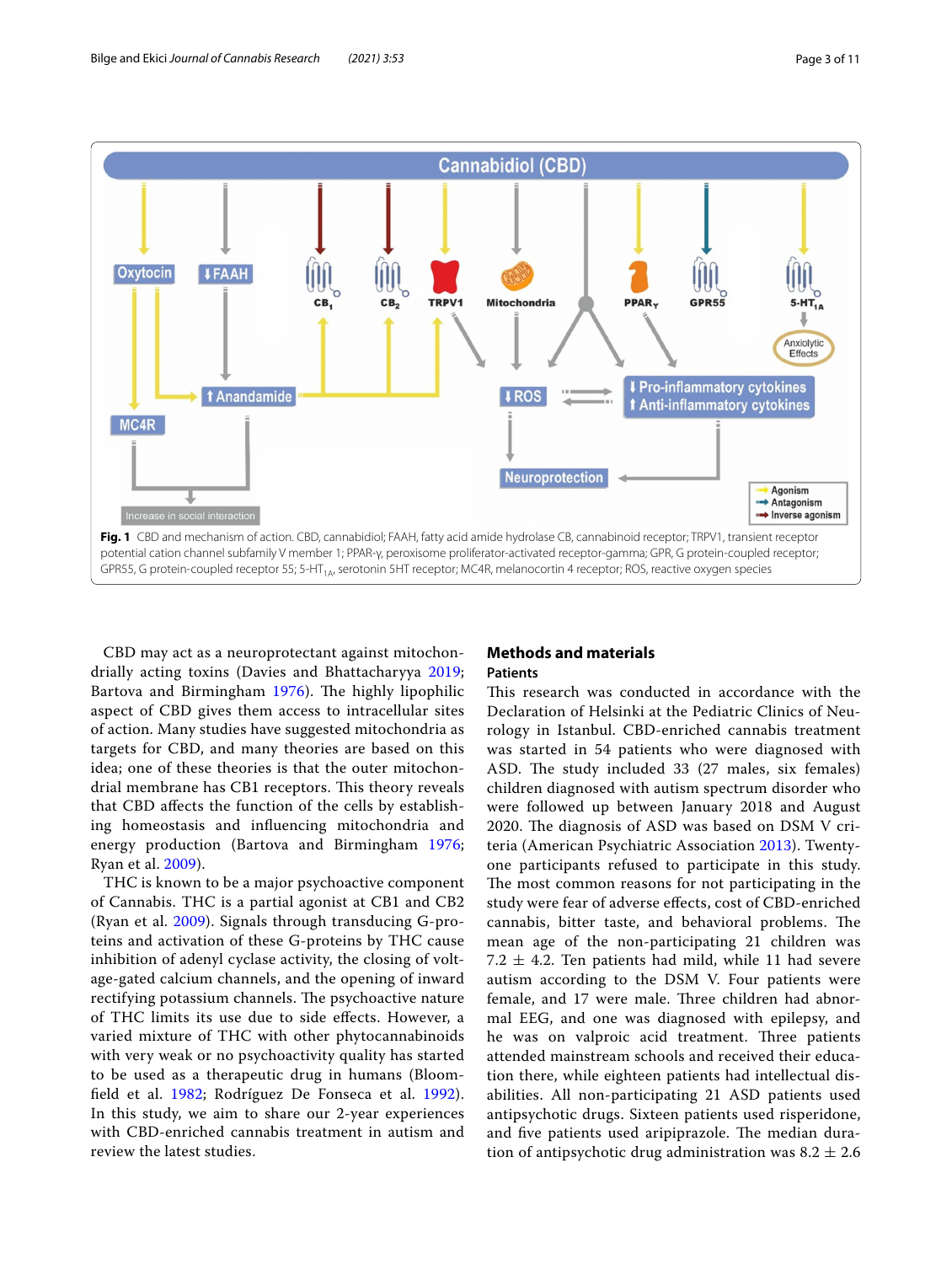Fig. 1 CBD and mechanism of action. CBD, cannabidiol; FAAH, fatty acid amide hydrolase CB, cannabinoid receptor; TRPV1, transient receptor potential cation channel subfamily V member 1; PPAR-γ, peroxisome proliferator-activated receptor-gamma; GPR, G protein-coupled receptor; GPR55, G protein-coupled receptor 55; 5-$HT_{1A}$, serotonin 5HT receptor; MC4R, melanocortin 4 receptor; ROS, reactive oxygen species

CBD may act as a neuroprotectant against mitochondrially acting toxins (Davies and Bhattacharyya 2019; Bartova and Birmingham 1976). The highly lipophilic aspect of CBD gives them access to intracellular sites of action. Many studies have suggested mitochondria as targets for CBD, and many theories are based on this idea; one of these theories is that the outer mitochondrial membrane has CB1 receptors. This theory reveals that CBD affects the function of the cells by establishing homeostasis and influencing mitochondria and energy production (Bartova and Birmingham 1976; Ryan et al. 2009).

THC is known to be a major psychoactive component of Cannabis. THC is a partial agonist at CB1 and CB2 (Ryan et al. 2009). Signals through transducing G-proteins and activation of these G-proteins by THC cause inhibition of adenyl cyclase activity, the closing of voltage-gated calcium channels, and the opening of inward rectifying potassium channels. The psychoactive nature of THC limits its use due to side effects. However, a varied mixture of THC with other phytocannabinoids with very weak or no psychoactivity quality has started to be used as a therapeutic drug in humans (Bloomfield et al. 1982; Rodríguez De Fonseca et al. 1992). In this study, we aim to share our 2-year experiences with CBD-enriched cannabis treatment in autism and review the latest studies.

## Methods and materials

### Patients

This research was conducted in accordance with the Declaration of Helsinki at the Pediatric Clinics of Neurology in Istanbul. CBD-enriched cannabis treatment was started in 54 patients who were diagnosed with ASD. The study included 33 (27 males, six females) children diagnosed with autism spectrum disorder who were followed up between January 2018 and August 2020. The diagnosis of ASD was based on DSM V criteria (American Psychiatric Association 2013). Twenty-one participants refused to participate in this study. The most common reasons for not participating in the study were fear of adverse effects, cost of CBD-enriched cannabis, bitter taste, and behavioral problems. The mean age of the non-participating 21 children was 7.2 ± 4.2. Ten patients had mild, while 11 had severe autism according to the DSM V. Four patients were female, and 17 were male. Three children had abnormal EEG, and one was diagnosed with epilepsy, and he was on valproic acid treatment. Three patients attended mainstream schools and received their education there, while eighteen patients had intellectual disabilities. All non-participating 21 ASD patients used antipsychotic drugs. Sixteen patients used risperidone, and five patients used aripiprazole. The median duration of antipsychotic drug administration was 8.2 ± 2.6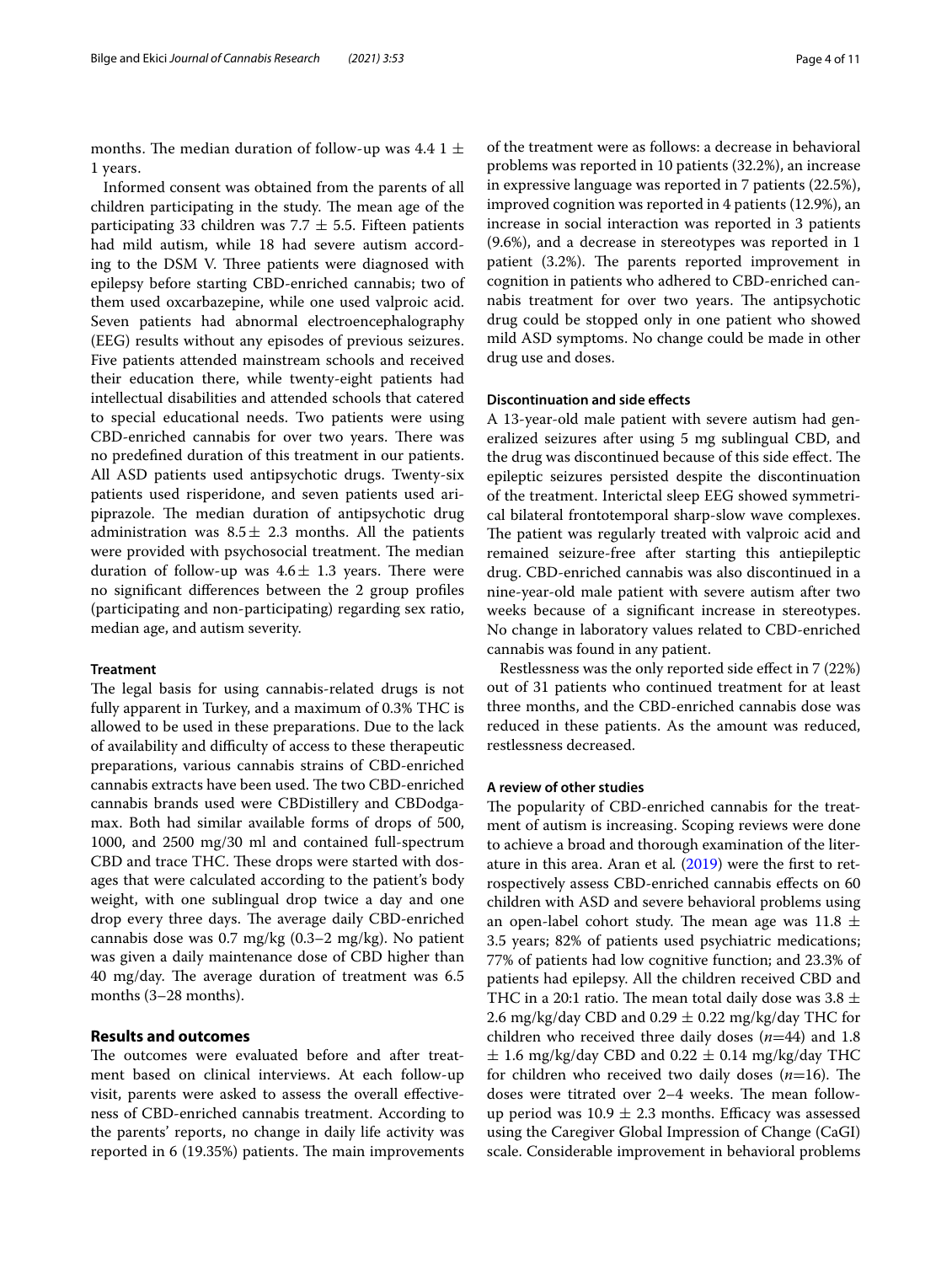months. The median duration of follow-up was 4.4 1 $\pm$ 1 years.

Informed consent was obtained from the parents of all children participating in the study. The mean age of the participating 33 children was 7.7 $\pm$ 5.5. Fifteen patients had mild autism, while 18 had severe autism according to the DSM V. Three patients were diagnosed with epilepsy before starting CBD-enriched cannabis; two of them used oxcarbazepine, while one used valproic acid. Seven patients had abnormal electroencephalography (EEG) results without any episodes of previous seizures. Five patients attended mainstream schools and received their education there, while twenty-eight patients had intellectual disabilities and attended schools that catered to special educational needs. Two patients were using CBD-enriched cannabis for over two years. There was no predefined duration of this treatment in our patients. All ASD patients used antipsychotic drugs. Twenty-six patients used risperidone, and seven patients used aripiprazole. The median duration of antipsychotic drug administration was 8.5$\pm$ 2.3 months. All the patients were provided with psychosocial treatment. The median duration of follow-up was 4.6$\pm$ 1.3 years. There were no significant differences between the 2 group profiles (participating and non-participating) regarding sex ratio, median age, and autism severity.

#### Treatment

The legal basis for using cannabis-related drugs is not fully apparent in Turkey, and a maximum of 0.3% THC is allowed to be used in these preparations. Due to the lack of availability and difficulty of access to these therapeutic preparations, various cannabis strains of CBD-enriched cannabis extracts have been used. The two CBD-enriched cannabis brands used were CBDistillery and CBDodgamax. Both had similar available forms of drops of 500, 1000, and 2500 mg/30 ml and contained full-spectrum CBD and trace THC. These drops were started with dosages that were calculated according to the patient's body weight, with one sublingual drop twice a day and one drop every three days. The average daily CBD-enriched cannabis dose was 0.7 mg/kg (0.3–2 mg/kg). No patient was given a daily maintenance dose of CBD higher than 40 mg/day. The average duration of treatment was 6.5 months (3–28 months).

### Results and outcomes

The outcomes were evaluated before and after treatment based on clinical interviews. At each follow-up visit, parents were asked to assess the overall effectiveness of CBD-enriched cannabis treatment. According to the parents' reports, no change in daily life activity was reported in 6 (19.35%) patients. The main improvements of the treatment were as follows: a decrease in behavioral problems was reported in 10 patients (32.2%), an increase in expressive language was reported in 7 patients (22.5%), improved cognition was reported in 4 patients (12.9%), an increase in social interaction was reported in 3 patients (9.6%), and a decrease in stereotypes was reported in 1 patient (3.2%). The parents reported improvement in cognition in patients who adhered to CBD-enriched cannabis treatment for over two years. The antipsychotic drug could be stopped only in one patient who showed mild ASD symptoms. No change could be made in other drug use and doses.

#### Discontinuation and side effects

A 13-year-old male patient with severe autism had generalized seizures after using 5 mg sublingual CBD, and the drug was discontinued because of this side effect. The epileptic seizures persisted despite the discontinuation of the treatment. Interictal sleep EEG showed symmetrical bilateral frontotemporal sharp-slow wave complexes. The patient was regularly treated with valproic acid and remained seizure-free after starting this antiepileptic drug. CBD-enriched cannabis was also discontinued in a nine-year-old male patient with severe autism after two weeks because of a significant increase in stereotypes. No change in laboratory values related to CBD-enriched cannabis was found in any patient.

Restlessness was the only reported side effect in 7 (22%) out of 31 patients who continued treatment for at least three months, and the CBD-enriched cannabis dose was reduced in these patients. As the amount was reduced, restlessness decreased.

#### A review of other studies

The popularity of CBD-enriched cannabis for the treatment of autism is increasing. Scoping reviews were done to achieve a broad and thorough examination of the literature in this area. Aran et al. (2019) were the first to retrospectively assess CBD-enriched cannabis effects on 60 children with ASD and severe behavioral problems using an open-label cohort study. The mean age was 11.8 $\pm$ 3.5 years; 82% of patients used psychiatric medications; 77% of patients had low cognitive function; and 23.3% of patients had epilepsy. All the children received CBD and THC in a 20:1 ratio. The mean total daily dose was 3.8 $\pm$ 2.6 mg/kg/day CBD and 0.29 $\pm$ 0.22 mg/kg/day THC for children who received three daily doses (*n*=44) and 1.8 $\pm$ 1.6 mg/kg/day CBD and 0.22 $\pm$ 0.14 mg/kg/day THC for children who received two daily doses (*n*=16). The doses were titrated over 2–4 weeks. The mean follow-up period was 10.9 $\pm$ 2.3 months. Efficacy was assessed using the Caregiver Global Impression of Change (CaGI) scale. Considerable improvement in behavioral problems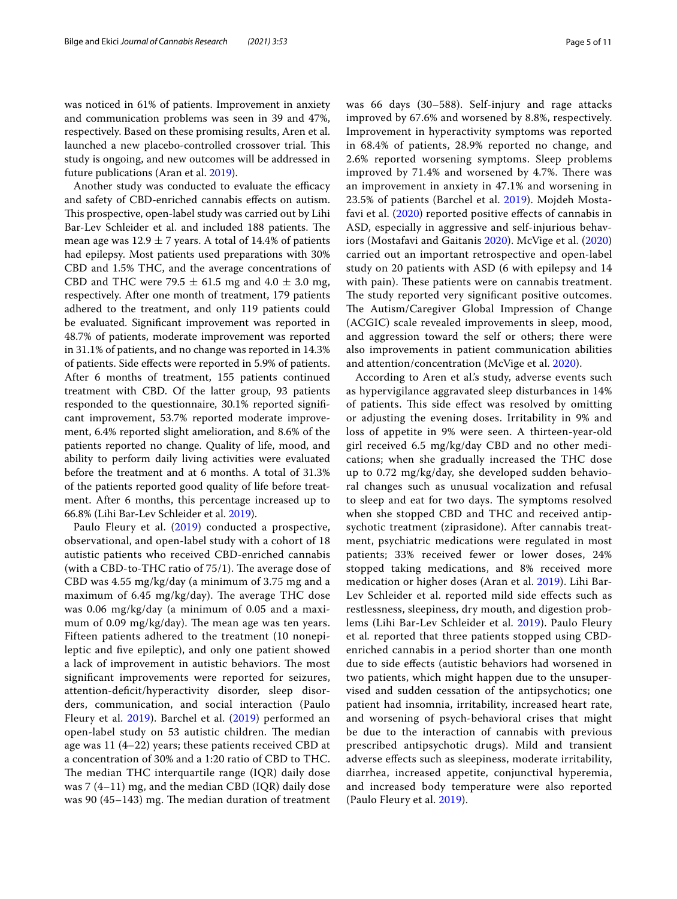was noticed in 61% of patients. Improvement in anxiety and communication problems was seen in 39 and 47%, respectively. Based on these promising results, Aren et al. launched a new placebo-controlled crossover trial. This study is ongoing, and new outcomes will be addressed in future publications (Aran et al. 2019).

Another study was conducted to evaluate the efficacy and safety of CBD-enriched cannabis effects on autism. This prospective, open-label study was carried out by Lihi Bar-Lev Schleider et al. and included 188 patients. The mean age was $12.9 \pm 7$ years. A total of 14.4% of patients had epilepsy. Most patients used preparations with 30% CBD and 1.5% THC, and the average concentrations of CBD and THC were $79.5 \pm 61.5$ mg and $4.0 \pm 3.0$ mg, respectively. After one month of treatment, 179 patients adhered to the treatment, and only 119 patients could be evaluated. Significant improvement was reported in 48.7% of patients, moderate improvement was reported in 31.1% of patients, and no change was reported in 14.3% of patients. Side effects were reported in 5.9% of patients. After 6 months of treatment, 155 patients continued treatment with CBD. Of the latter group, 93 patients responded to the questionnaire, 30.1% reported significant improvement, 53.7% reported moderate improvement, 6.4% reported slight amelioration, and 8.6% of the patients reported no change. Quality of life, mood, and ability to perform daily living activities were evaluated before the treatment and at 6 months. A total of 31.3% of the patients reported good quality of life before treatment. After 6 months, this percentage increased up to 66.8% (Lihi Bar-Lev Schleider et al. 2019).

Paulo Fleury et al. (2019) conducted a prospective, observational, and open-label study with a cohort of 18 autistic patients who received CBD-enriched cannabis (with a CBD-to-THC ratio of 75/1). The average dose of CBD was 4.55 mg/kg/day (a minimum of 3.75 mg and a maximum of 6.45 mg/kg/day). The average THC dose was 0.06 mg/kg/day (a minimum of 0.05 and a maximum of 0.09 mg/kg/day). The mean age was ten years. Fifteen patients adhered to the treatment (10 nonepileptic and five epileptic), and only one patient showed a lack of improvement in autistic behaviors. The most significant improvements were reported for seizures, attention-deficit/hyperactivity disorder, sleep disorders, communication, and social interaction (Paulo Fleury et al. 2019). Barchel et al. (2019) performed an open-label study on 53 autistic children. The median age was 11 (4–22) years; these patients received CBD at a concentration of 30% and a 1:20 ratio of CBD to THC. The median THC interquartile range (IQR) daily dose was 7 (4–11) mg, and the median CBD (IQR) daily dose was 90 (45–143) mg. The median duration of treatment was 66 days (30–588). Self-injury and rage attacks improved by 67.6% and worsened by 8.8%, respectively. Improvement in hyperactivity symptoms was reported in 68.4% of patients, 28.9% reported no change, and 2.6% reported worsening symptoms. Sleep problems improved by 71.4% and worsened by 4.7%. There was an improvement in anxiety in 47.1% and worsening in 23.5% of patients (Barchel et al. 2019). Mojdeh Mostafavi et al. (2020) reported positive effects of cannabis in ASD, especially in aggressive and self-injurious behaviors (Mostafavi and Gaitanis 2020). McVige et al. (2020) carried out an important retrospective and open-label study on 20 patients with ASD (6 with epilepsy and 14 with pain). These patients were on cannabis treatment. The study reported very significant positive outcomes. The Autism/Caregiver Global Impression of Change (ACGIC) scale revealed improvements in sleep, mood, and aggression toward the self or others; there were also improvements in patient communication abilities and attention/concentration (McVige et al. 2020).

According to Aren et al.'s study, adverse events such as hypervigilance aggravated sleep disturbances in 14% of patients. This side effect was resolved by omitting or adjusting the evening doses. Irritability in 9% and loss of appetite in 9% were seen. A thirteen-year-old girl received 6.5 mg/kg/day CBD and no other medications; when she gradually increased the THC dose up to 0.72 mg/kg/day, she developed sudden behavioral changes such as unusual vocalization and refusal to sleep and eat for two days. The symptoms resolved when she stopped CBD and THC and received antipsychotic treatment (ziprasidone). After cannabis treatment, psychiatric medications were regulated in most patients; 33% received fewer or lower doses, 24% stopped taking medications, and 8% received more medication or higher doses (Aran et al. 2019). Lihi Bar-Lev Schleider et al. reported mild side effects such as restlessness, sleepiness, dry mouth, and digestion problems (Lihi Bar-Lev Schleider et al. 2019). Paulo Fleury et al. reported that three patients stopped using CBD-enriched cannabis in a period shorter than one month due to side effects (autistic behaviors had worsened in two patients, which might happen due to the unsupervised and sudden cessation of the antipsychotics; one patient had insomnia, irritability, increased heart rate, and worsening of psych-behavioral crises that might be due to the interaction of cannabis with previous prescribed antipsychotic drugs). Mild and transient adverse effects such as sleepiness, moderate irritability, diarrhea, increased appetite, conjunctival hyperemia, and increased body temperature were also reported (Paulo Fleury et al. 2019).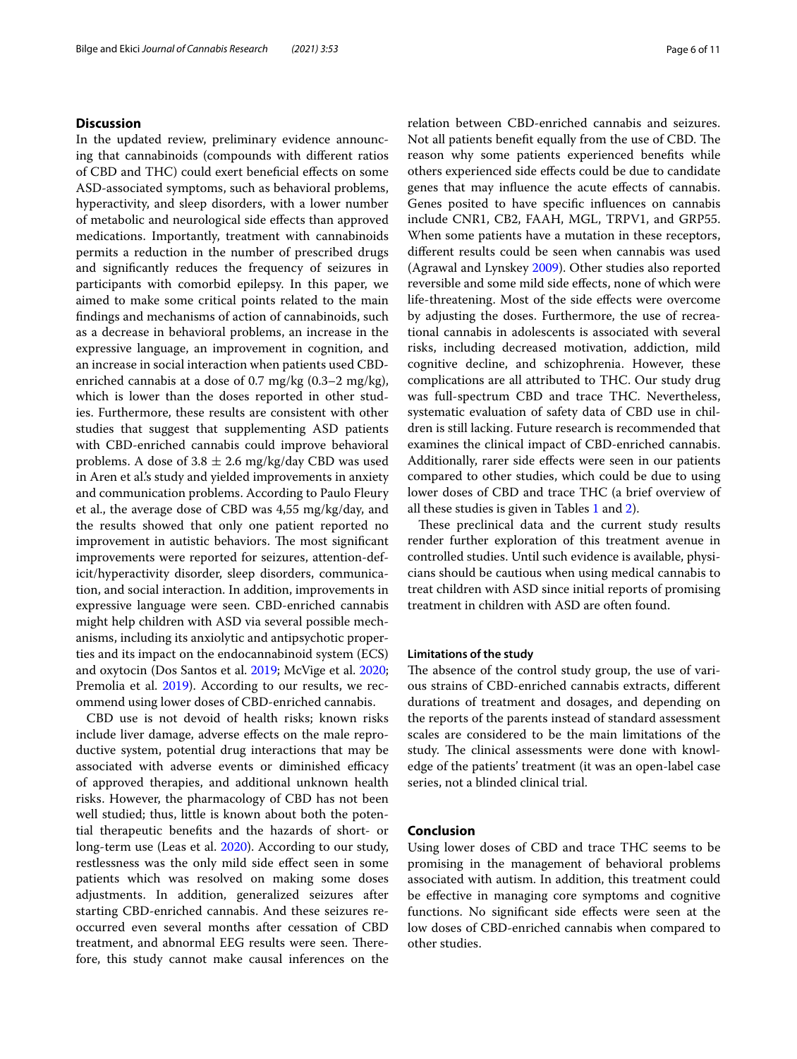## Discussion

In the updated review, preliminary evidence announcing that cannabinoids (compounds with different ratios of CBD and THC) could exert beneficial effects on some ASD-associated symptoms, such as behavioral problems, hyperactivity, and sleep disorders, with a lower number of metabolic and neurological side effects than approved medications. Importantly, treatment with cannabinoids permits a reduction in the number of prescribed drugs and significantly reduces the frequency of seizures in participants with comorbid epilepsy. In this paper, we aimed to make some critical points related to the main findings and mechanisms of action of cannabinoids, such as a decrease in behavioral problems, an increase in the expressive language, an improvement in cognition, and an increase in social interaction when patients used CBD-enriched cannabis at a dose of 0.7 mg/kg (0.3–2 mg/kg), which is lower than the doses reported in other studies. Furthermore, these results are consistent with other studies that suggest that supplementing ASD patients with CBD-enriched cannabis could improve behavioral problems. A dose of $3.8 \pm 2.6$ mg/kg/day CBD was used in Aren et al.'s study and yielded improvements in anxiety and communication problems. According to Paulo Fleury et al., the average dose of CBD was 4,55 mg/kg/day, and the results showed that only one patient reported no improvement in autistic behaviors. The most significant improvements were reported for seizures, attention-deficit/hyperactivity disorder, sleep disorders, communication, and social interaction. In addition, improvements in expressive language were seen. CBD-enriched cannabis might help children with ASD via several possible mechanisms, including its anxiolytic and antipsychotic properties and its impact on the endocannabinoid system (ECS) and oxytocin (Dos Santos et al. 2019; McVige et al. 2020; Premolia et al. 2019). According to our results, we recommend using lower doses of CBD-enriched cannabis.

CBD use is not devoid of health risks; known risks include liver damage, adverse effects on the male reproductive system, potential drug interactions that may be associated with adverse events or diminished efficacy of approved therapies, and additional unknown health risks. However, the pharmacology of CBD has not been well studied; thus, little is known about both the potential therapeutic benefits and the hazards of short- or long-term use (Leas et al. 2020). According to our study, restlessness was the only mild side effect seen in some patients which was resolved on making some doses adjustments. In addition, generalized seizures after starting CBD-enriched cannabis. And these seizures re-occurred even several months after cessation of CBD treatment, and abnormal EEG results were seen. Therefore, this study cannot make causal inferences on the relation between CBD-enriched cannabis and seizures. Not all patients benefit equally from the use of CBD. The reason why some patients experienced benefits while others experienced side effects could be due to candidate genes that may influence the acute effects of cannabis. Genes posited to have specific influences on cannabis include CNR1, CB2, FAAH, MGL, TRPV1, and GRP55. When some patients have a mutation in these receptors, different results could be seen when cannabis was used (Agrawal and Lynskey 2009). Other studies also reported reversible and some mild side effects, none of which were life-threatening. Most of the side effects were overcome by adjusting the doses. Furthermore, the use of recreational cannabis in adolescents is associated with several risks, including decreased motivation, addiction, mild cognitive decline, and schizophrenia. However, these complications are all attributed to THC. Our study drug was full-spectrum CBD and trace THC. Nevertheless, systematic evaluation of safety data of CBD use in children is still lacking. Future research is recommended that examines the clinical impact of CBD-enriched cannabis. Additionally, rarer side effects were seen in our patients compared to other studies, which could be due to using lower doses of CBD and trace THC (a brief overview of all these studies is given in Tables 1 and 2).

These preclinical data and the current study results render further exploration of this treatment avenue in controlled studies. Until such evidence is available, physicians should be cautious when using medical cannabis to treat children with ASD since initial reports of promising treatment in children with ASD are often found.

### Limitations of the study

The absence of the control study group, the use of various strains of CBD-enriched cannabis extracts, different durations of treatment and dosages, and depending on the reports of the parents instead of standard assessment scales are considered to be the main limitations of the study. The clinical assessments were done with knowledge of the patients' treatment (it was an open-label case series, not a blinded clinical trial.

## Conclusion

Using lower doses of CBD and trace THC seems to be promising in the management of behavioral problems associated with autism. In addition, this treatment could be effective in managing core symptoms and cognitive functions. No significant side effects were seen at the low doses of CBD-enriched cannabis when compared to other studies.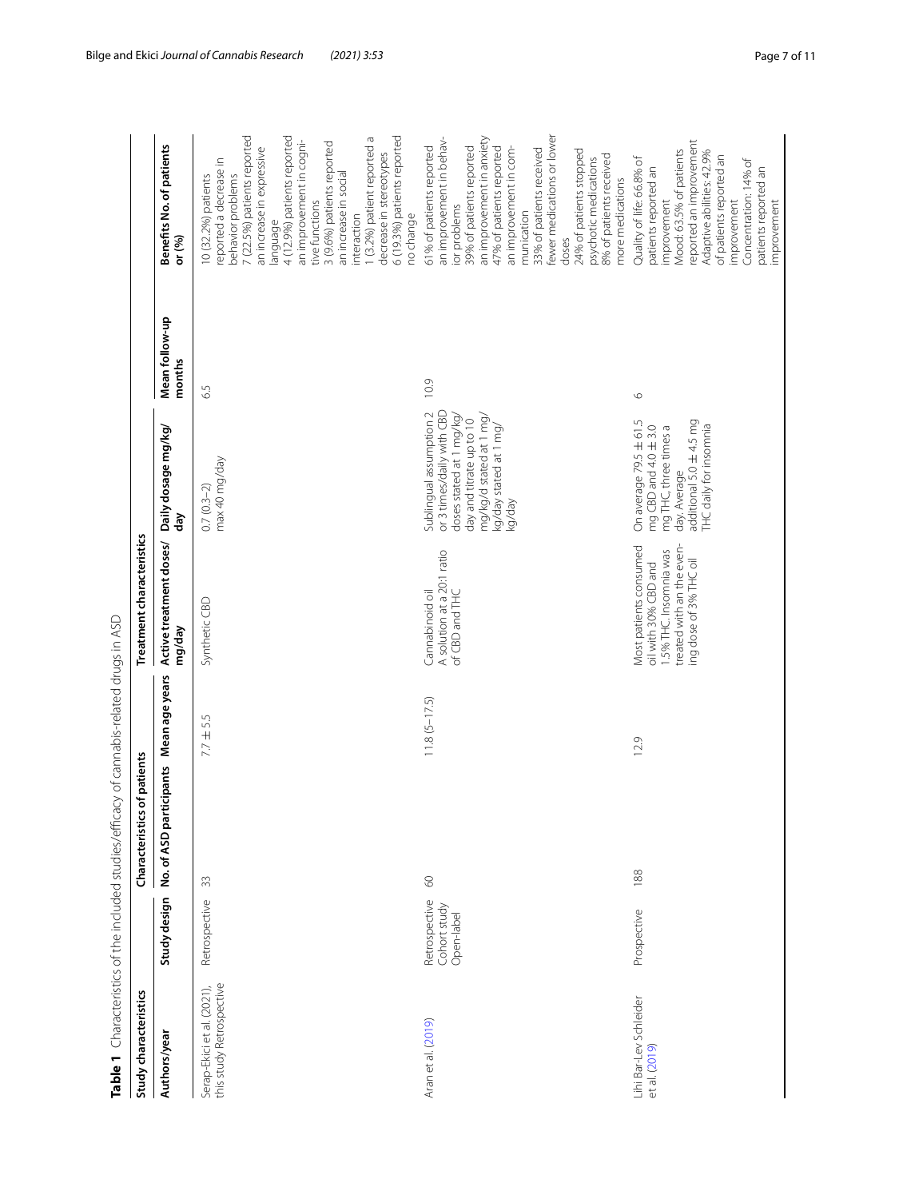**Table 1** Characteristics of the included studies/efficacy of cannabis-related drugs in ASD

| Study characteristics | | Characteristics of patients | | Treatment characteristics | | | |
|---|---|---|---|---|---|---|---|
| Authors/year | Study design | No. of ASD participants | Mean age years | Active treatment doses/mg/day | Daily dosage mg/kg/day | Mean follow-up months | Benefits No. of patients or (%) |
| Serap-Ekici et al. (2021), this study Retrospective | Retrospective | 33 | 7.7 ± 5.5 | Synthetic CBD | 0.7 (0.3–2) max 40 mg/day | 6.5 | 10 (32.2%) patients reported a decrease in behavior problems 7 (22.5%) patients reported an increase in expressive language 4 (12.9%) patients reported an improvement in cognitive functions 3 (9.6%) patients reported an increase in social interaction 1 (3.2%) patient reported a decrease in stereotypes 6 (19.3%) patients reported no change |
| Aran et al. (2019) | Retrospective Cohort study Open-label | 60 | 11.8 (5–17.5) | Cannabinoid oil A solution at a 20:1 ratio of CBD and THC | Sublingual assumption 2 or 3 times/daily with CBD doses stated at 1 mg/kg/day and titrate up to 10 mg/kg/d stated at 1 mg/kg/day stated at 1 mg/kg/day | 10.9 | 61% of patients reported an improvement in behavior problems 39% of patients reported an improvement in anxiety 47% of patients reported an improvement in communication 33% of patients received fewer medications or lower doses 24% of patients stopped psychotic medications 8% of patients received more medications |
| Lihi Bar-Lev Schleider et al. (2019) | Prospective | 188 | 12.9 | Most patients consumed oil with 30% CBD and 1.5% THC. Insomnia was treated with an the evening dose of 3% THC oil | On average 79.5 ± 61.5 mg CBD and 4.0 ± 3.0 mg THC, three times a day. Average additional 5.0 ± 4.5 mg THC daily for insomnia | 6 | Quality of life: 66.8% of patients reported an improvement Mood: 63.5% of patients reported an improvement Adaptive abilities: 42.9% of patients reported an improvement Concentration: 14% of patients reported an improvement |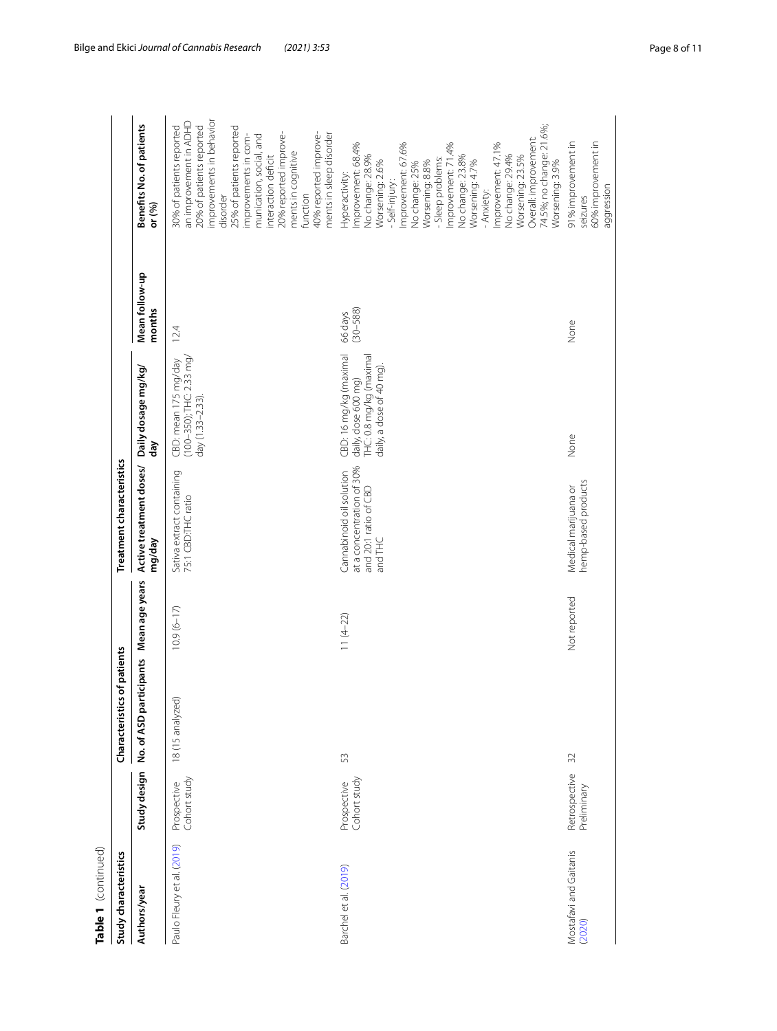**Table 1** (continued)

| Study characteristics | | Characteristics of patients | | Treatment characteristics | | | |
|---|---|---|---|---|---|---|---|
| Authors/year | Study design | No. of ASD participants | Mean age years | Active treatment doses/ mg/day | Daily dosage mg/kg/ day | Mean follow-up months | Benefits No. of patients or (%) |
| Paulo Fleury et al. (2019) | Prospective Cohort study | 18 (15 analyzed) | 10.9 (6–17) | Sativa extract containing 75:1 CBD:THC ratio | CBD: mean 175 mg/day (100–350); THC: 2.33 mg/day (1.33–2.33). | 12.4 | 30% of patients reported an improvement in ADHD<br>20% of patients reported improvements in behavior disorder<br>25% of patients reported improvements in communication, social, and interaction deficit<br>20% reported improvements in cognitive function<br>40% reported improvements in sleep disorder |
| Barchel et al. (2019) | Prospective Cohort study | 53 | 11 (4–22) | Cannabinoid oil solution at a concentration of 30% and 20:1 ratio of CBD and THC | CBD: 16 mg/kg (maximal daily, dose 600 mg)<br>THC: 0.8 mg/kg (maximal daily, a dose of 40 mg). | 66 days (30–588) | Hyperactivity:<br>Improvement: 68.4%<br>No change: 28.9%<br>Worsening: 2.6%<br>- Self-injury:<br>Improvement: 67.6%<br>No change: 25%<br>Worsening: 8.8%<br>- Sleep problems:<br>Improvement: 71.4%<br>No change: 23.8%<br>Worsening: 4.7%<br>- Anxiety:<br>Improvement: 47.1%<br>No change: 29.4%<br>Worsening: 23.5%<br>Overall: improvement: 74.5%; no change: 21.6%; Worsening: 3.9% |
| Mostafavi and Gaitanis (2020) | Retrospective Preliminary | 32 | Not reported | Medical marijuana or hemp-based products | None | None | 91% improvement in seizures<br>60% improvement in aggression |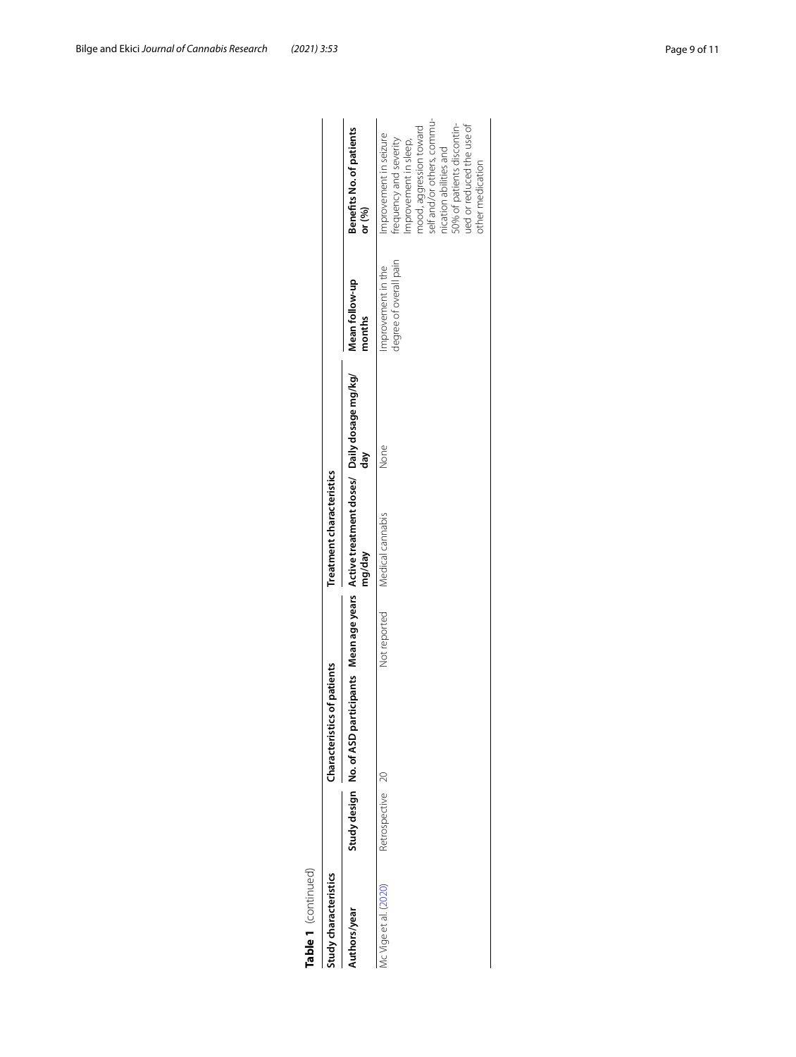**Table 1** (continued)

| Study characteristics | | Characteristics of patients | | Treatment characteristics | | | |
|---|---|---|---|---|---|---|---|
| **Authors/year** | **Study design** | **No. of ASD participants** | **Mean age years** | **Active treatment doses/ mg/day** | **Daily dosage mg/kg/ day** | **Mean follow-up months** | **Benefits No. of patients or (%)** |
| Mc Vige et al. (2020) | Retrospective | 20 | Not reported | Medical cannabis | None | Improvement in the degree of overall pain | Improvement in seizure frequency and severity Improvement in sleep, mood, aggression toward self and/or others, communication abilities and 50% of patients discontinued or reduced the use of other medication |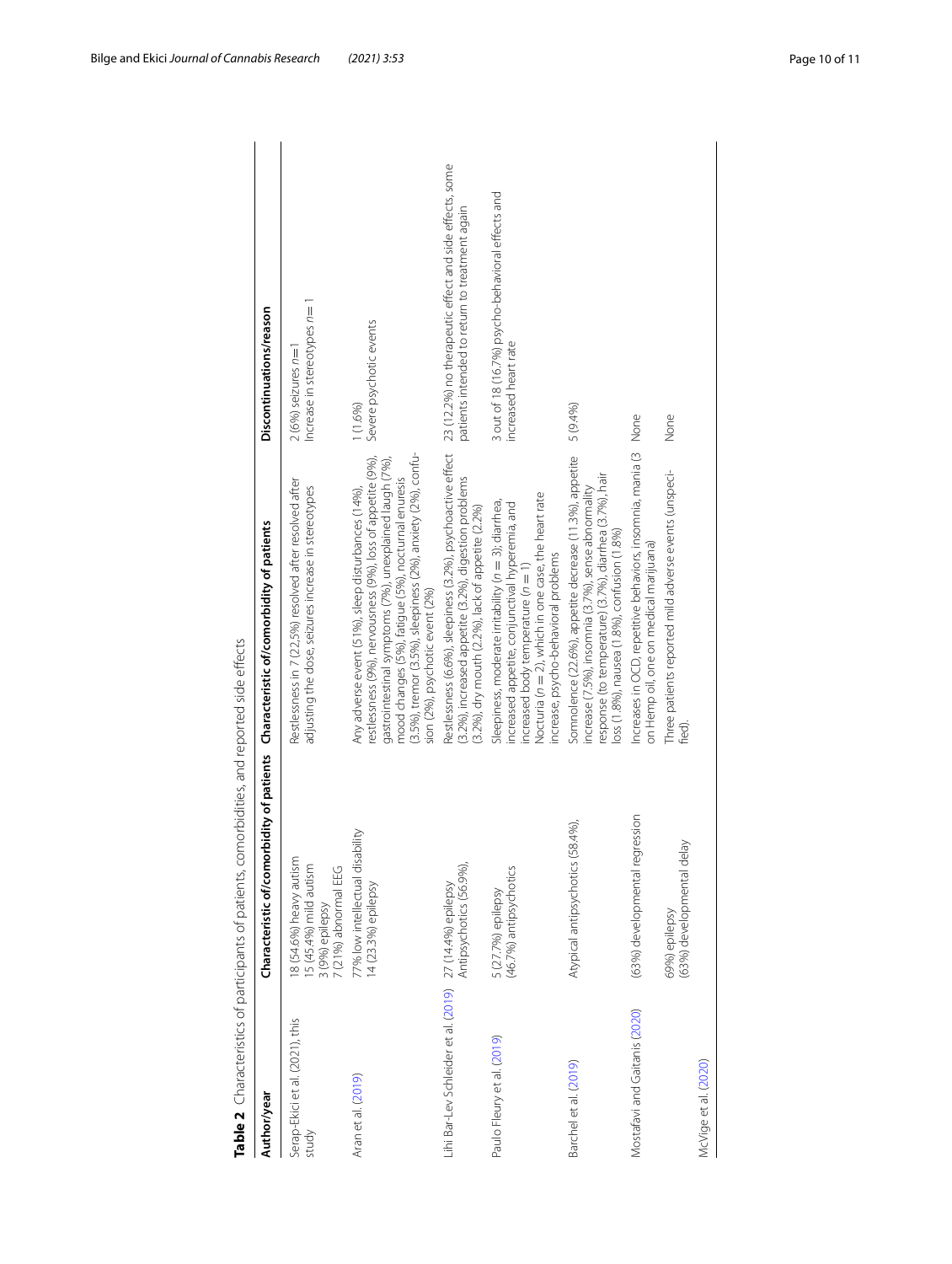**Table 2** Characteristics of participants of patients, comorbidities, and reported side effects

| Author/year | Characteristic of/comorbidity of patients | Characteristic of/comorbidity of patients | Discontinuations/reason |
|---|---|---|---|
| Serap-Ekici et al. (2021), this study | 18 (54.6%) heavy autism<br>15 (45.4%) mild autism<br>3 (9%) epilepsy<br>7 (21%) abnormal EEG | Restlessness in 7 (22,5%) resolved after resolved after adjusting the dose, seizures increase in stereotypes | 2 (6%) seizures $n=1$<br>Increase in stereotypes $n=1$ |
| Aran et al. (2019) | 77% low intellectual disability<br>14 (23.3%) epilepsy | Any adverse event (51%), sleep disturbances (14%), restlessness (9%), nervousness (9%), loss of appetite (9%), gastrointestinal symptoms (7%), unexplained laugh (7%), mood changes (5%), fatigue (5%), nocturnal enuresis (3.5%), tremor (3.5%), sleepiness (2%), anxiety (2%), confusion (2%), psychotic event (2%) | 1 (1.6%)<br>Severe psychotic events |
| Lihi Bar-Lev Schleider et al. (2019) | 27 (14.4%) epilepsy<br>Antipsychotics (56.9%), | Restlessness (6.6%), sleepiness (3.2%), psychoactive effect (3.2%), increased appetite (3.2%), digestion problems (3.2%), dry mouth (2.2%), lack of appetite (2.2%) | 23 (12.2%) no therapeutic effect and side effects, some patients intended to return to treatment again |
| Paulo Fleury et al. (2019) | 5 (27.7%) epilepsy<br>(46.7%) antipsychotics | Sleepiness, moderate irritability ($n = 3$); diarrhea, increased appetite, conjunctival hyperemia, and increased body temperature ($n = 1$)<br>Nocturia ($n = 2$), which in one case, the heart rate increase, psycho-behavioral problems | 3 out of 18 (16.7%) psycho-behavioral effects and increased heart rate |
| Barchel et al. (2019) | Atypical antipsychotics (58.4%), | Somnolence (22.6%), appetite decrease (11.3%), appetite increase (7.5%), insomnia (3.7%), sense abnormality response (to temperature) (3.7%), diarrhea (3.7%), hair loss (1.8%), nausea (1.8%), confusion (1.8%) | 5 (9.4%) |
| Mostafavi and Gaitanis (2020) | (63%) developmental regression | Increases in OCD, repetitive behaviors, insomnia, mania (3 on Hemp oil, one on medical marijuana) | None |
| McVige et al. (2020) | 69%) epilepsy<br>(63%) developmental delay | Three patients reported mild adverse events (unspecified). | None |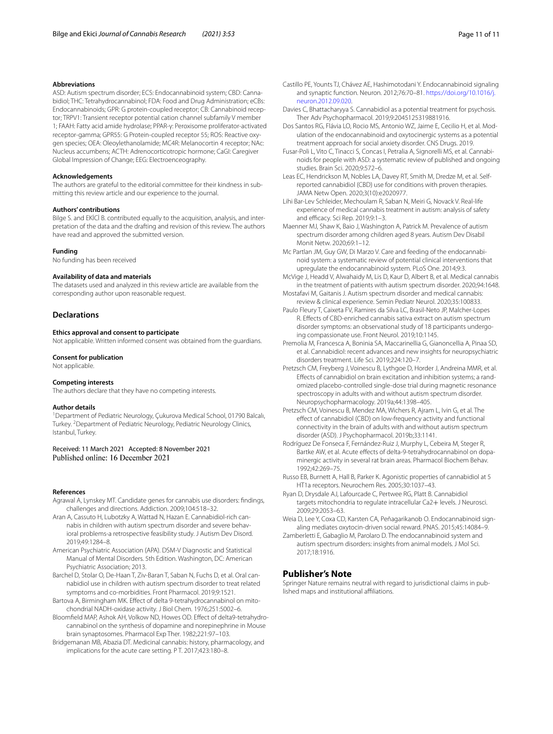### Abbreviations

ASD: Autism spectrum disorder; ECS: Endocannabinoid system; CBD: Cannabidiol; THC: Tetrahydrocannabinol; FDA: Food and Drug Administration; eCBs: Endocannabinoids; GPR: G protein-coupled receptor; CB: Cannabinoid receptor; TRPV1: Transient receptor potential cation channel subfamily V member 1; FAAH: Fatty acid amide hydrolase; PPAR-γ: Peroxisome proliferator-activated receptor-gamma; GPR55: G Protein-coupled receptor 55; ROS: Reactive oxygen species; OEA: Oleoylethanolamide; MC4R: Melanocortin 4 receptor; NAc: Nucleus accumbens; ACTH: Adrenocorticotropic hormone; CaGI: Caregiver Global Impression of Change; EEG: Electroenceephalography.

### Acknowledgements

The authors are grateful to the editorial committee for their kindness in submitting this review article and our experience to the journal.

### Authors' contributions

Bilge S. and EKİCİ B. contributed equally to the acquisition, analysis, and interpretation of the data and the drafting and revision of this review. The authors have read and approved the submitted version.

### Funding

No funding has been received

### Availability of data and materials

The datasets used and analyzed in this review article are available from the corresponding author upon reasonable request.

## Declarations

### Ethics approval and consent to participate

Not applicable. Written informed consent was obtained from the guardians.

### Consent for publication

Not applicable.

### Competing interests

The authors declare that they have no competing interests.

### Author details

[1]Department of Pediatric Neurology, Çukurova Medical School, 01790 Balcalı, Turkey. [2]Department of Pediatric Neurology, Pediatric Neurology Clinics, Istanbul, Turkey.

Received: 11 March 2021 Accepted: 8 November 2021
Published online: 16 December 2021

### References

- Agrawal A, Lynskey MT. Candidate genes for cannabis use disorders: findings, challenges and directions. Addiction. 2009;104:518–32.
- Aran A, Cassuto H, Lubotzky A, Wattad N, Hazan E. Cannabidiol-rich cannabis in children with autism spectrum disorder and severe behavioral problems-a retrospective feasibility study. J Autism Dev Disord. 2019;49:1284–8.
- American Psychiatric Association (APA). DSM-V Diagnostic and Statistical Manual of Mental Disorders. 5th Edition. Washington, DC: American Psychiatric Association; 2013.
- Barchel D, Stolar O, De-Haan T, Ziv-Baran T, Saban N, Fuchs D, et al. Oral cannabidiol use in children with autism spectrum disorder to treat related symptoms and co-morbidities. Front Pharmacol. 2019;9:1521.
- Bartova A, Birmingham MK. Effect of delta 9-tetrahydrocannabinol on mitochondrial NADH-oxidase activity. J Biol Chem. 1976;251:5002–6.
- Bloomfield MAP, Ashok AH, Volkow ND, Howes OD. Effect of delta9-tetrahydrocannabinol on the synthesis of dopamine and norepinephrine in Mouse brain synaptosomes. Pharmacol Exp Ther. 1982;221:97–103.
- Bridgemanan MB, Abazia DT. Medicinal cannabis: history, pharmacology, and implications for the acute care setting. P T. 2017;423:180–8.
- Castillo PE, Younts TJ, Chávez AE, Hashimotodani Y. Endocannabinoid signaling and synaptic function. Neuron. 2012;76:70–81. https://doi.org/10.1016/j.neuron.2012.09.020.
- Davies C, Bhattacharyya S. Cannabidiol as a potential treatment for psychosis. Ther Adv Psychopharmacol. 2019;9:2045125319881916.
- Dos Santos RG, Flávia LO, Rocio MS, Antonio WZ, Jaime E, Cecilio H, et al. Modulation of the endocannabinoid and oxytocinergic systems as a potential treatment approach for social anxiety disorder. CNS Drugs. 2019.
- Fusar-Poli L, Vito C, Tinacci S, Concas I, Petralia A, Signorelli MS, et al. Cannabinoids for people with ASD: a systematic review of published and ongoing studies. Brain Sci. 2020;9:572–6.
- Leas EC, Hendrickson M, Nobles LA, Davey RT, Smith M, Dredze M, et al. Self-reported cannabidiol (CBD) use for conditions with proven therapies. JAMA Netw Open. 2020;3(10):e2020977.
- Lihi Bar-Lev Schleider, Mechoulam R, Saban N, Meiri G, Novack V. Real-life experience of medical cannabis treatment in autism: analysis of safety and efficacy. Sci Rep. 2019;9:1–3.
- Maenner MJ, Shaw K, Baio J, Washington A, Patrick M. Prevalence of autism spectrum disorder among children aged 8 years. Autism Dev Disabil Monit Netw. 2020;69:1–12.
- Mc Partlan JM, Guy GW, Di Marzo V. Care and feeding of the endocannabinoid system: a systematic review of potential clinical interventions that upregulate the endocannabinoid system. PLoS One. 2014;9:3.
- McVige J, Headd V, Alwahaidy M, Lis D, Kaur D, Albert B, et al. Medical cannabis in the treatment of patients with autism spectrum disorder. 2020;94:1648.
- Mostafavi M, Gaitanis J. Autism spectrum disorder and medical cannabis: review & clinical experience. Semin Pediatr Neurol. 2020;35:100833.
- Paulo Fleury T, Caixeta FV, Ramires da Silva LC, Brasil-Neto JP, Malcher-Lopes R. Effects of CBD-enriched cannabis sativa extract on autism spectrum disorder symptoms: an observational study of 18 participants undergoing compassionate use. Front Neurol. 2019;10:1145.
- Premolia M, Francesca A, Boninia SA, Maccarinellia G, Gianoncellia A, Pinaa SD, et al. Cannabidiol: recent advances and new insights for neuropsychiatric disorders treatment. Life Sci. 2019;224:120–7.
- Pretzsch CM, Freyberg J, Voinescu B, Lythgoe D, Horder J, Andreina MMR, et al. Effects of cannabidiol on brain excitation and inhibition systems; a randomized placebo-controlled single-dose trial during magnetic resonance spectroscopy in adults with and without autism spectrum disorder. Neuropsychopharmacology. 2019a;44:1398–405.
- Pretzsch CM, Voinescu B, Mendez MA, Wichers R, Ajram L, Ivin G, et al. The effect of cannabidiol (CBD) on low-frequency activity and functional connectivity in the brain of adults with and without autism spectrum disorder (ASD). J Psychopharmacol. 2019b;33:1141.
- Rodríguez De Fonseca F, Fernández-Ruiz J, Murphy L, Cebeira M, Steger R, Bartke AW, et al. Acute effects of delta-9-tetrahydrocannabinol on dopaminergic activity in several rat brain areas. Pharmacol Biochem Behav. 1992;42:269–75.
- Russo EB, Burnett A, Hall B, Parker K. Agonistic properties of cannabidiol at 5 HT1a receptors. Neurochem Res. 2005;30:1037–43.
- Ryan D, Drysdale AJ, Lafourcade C, Pertwee RG, Platt B. Cannabidiol targets mitochondria to regulate intracellular Ca2+ levels. J Neurosci. 2009;29:2053–63.
- Weia D, Lee Y, Coxa CD, Karsten CA, Peñagarikanob O. Endocannabinoid signaling mediates oxytocin-driven social reward. PNAS. 2015;45:14084–9.
- Zamberletti E, Gabaglio M, Parolaro D. The endocannabinoid system and autism spectrum disorders: insights from animal models. J Mol Sci. 2017;18:1916.

## Publisher's Note

Springer Nature remains neutral with regard to jurisdictional claims in published maps and institutional affiliations.